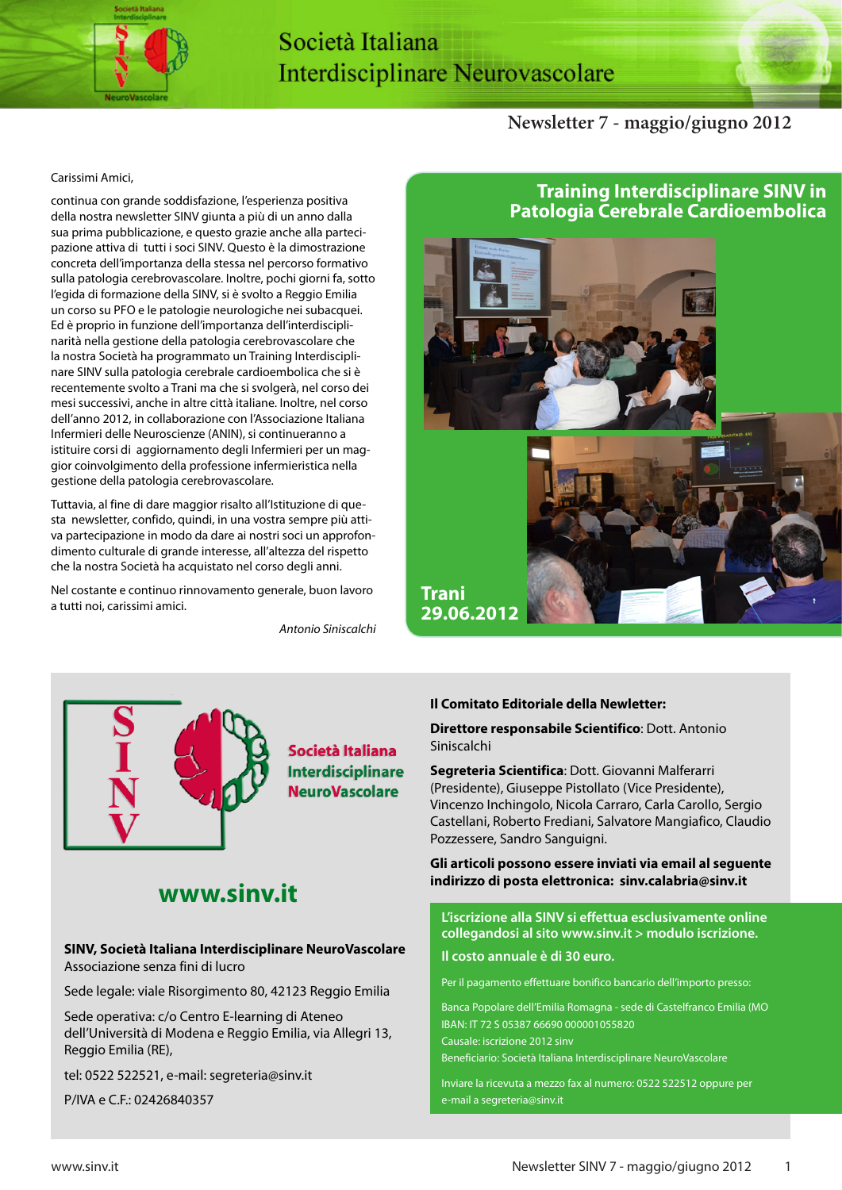# Società Italiana Interdisciplinare Neurovascolare

## Newsletter 7 - maggio/giugno 2012

Carissimi Amici,

continua con grande soddisfazione, l'esperienza positiva della nostra newsletter SINV giunta a più di un anno dalla sua prima pubblicazione, e questo grazie anche alla partecipazione attiva di tutti i soci SINV. Questo è la dimostrazione concreta dell'importanza della stessa nel percorso formativo sulla patologia cerebrovascolare. Inoltre, pochi giorni fa, sotto l'egida di formazione della SINV, si è svolto a Reggio Emilia un corso su PFO e le patologie neurologiche nei subacquei. Ed è proprio in funzione dell'importanza dell'interdisciplinarità nella gestione della patologia cerebrovascolare che la nostra Società ha programmato un Training Interdisciplinare SINV sulla patologia cerebrale cardioembolica che si è recentemente svolto a Trani ma che si svolgerà, nel corso dei mesi successivi, anche in altre città italiane. Inoltre, nel corso dell'anno 2012, in collaborazione con l'Associazione Italiana Infermieri delle Neuroscienze (ANIN), si continueranno a istituire corsi di aggiornamento degli Infermieri per un maggior coinvolgimento della professione infermieristica nella gestione della patologia cerebrovascolare.

Tuttavia, al fine di dare maggior risalto all'Istituzione di questa newsletter, confido, quindi, in una vostra sempre più attiva partecipazione in modo da dare ai nostri soci un approfondimento culturale di grande interesse, all'altezza del rispetto che la nostra Società ha acquistato nel corso degli anni.

Nel costante e continuo rinnovamento generale, buon lavoro a tutti noi, carissimi amici.

*Antonio Siniscalchi*

## Training Interdisciplinare SINV in Patologia Cerebrale Cardioembolica

**Trani 29.06.2012**

---

**Società Italiana Interdisciplinare NeuroVascolare**

**www.sinv.it**

**SINV, Società Italiana Interdisciplinare NeuroVascolare**
Associazione senza fini di lucro

Sede legale: viale Risorgimento 80, 42123 Reggio Emilia

Sede operativa: c/o Centro E-learning di Ateneo dell'Università di Modena e Reggio Emilia, via Allegri 13, Reggio Emilia (RE),

tel: 0522 522521, e-mail: segreteria@sinv.it

P/IVA e C.F.: 02426840357

**Il Comitato Editoriale della Newletter:**

**Direttore responsabile Scientifico**: Dott. Antonio Siniscalchi

**Segreteria Scientifica**: Dott. Giovanni Malferarri (Presidente), Giuseppe Pistollato (Vice Presidente), Vincenzo Inchingolo, Nicola Carraro, Carla Carollo, Sergio Castellani, Roberto Frediani, Salvatore Mangiafico, Claudio Pozzessere, Sandro Sanguigni.

**Gli articoli possono essere inviati via email al seguente indirizzo di posta elettronica: sinv.calabria@sinv.it**

**L'iscrizione alla SINV si effettua esclusivamente online collegandosi al sito www.sinv.it > modulo iscrizione.**

**Il costo annuale è di 30 euro.**

Per il pagamento effettuare bonifico bancario dell'importo presso:

Banca Popolare dell'Emilia Romagna - sede di Castelfranco Emilia (MO
IBAN: IT 72 S 05387 66690 000001055820
Causale: iscrizione 2012 sinv
Beneficiario: Società Italiana Interdisciplinare NeuroVascolare

Inviare la ricevuta a mezzo fax al numero: 0522 522512 oppure per e-mail a segreteria@sinv.it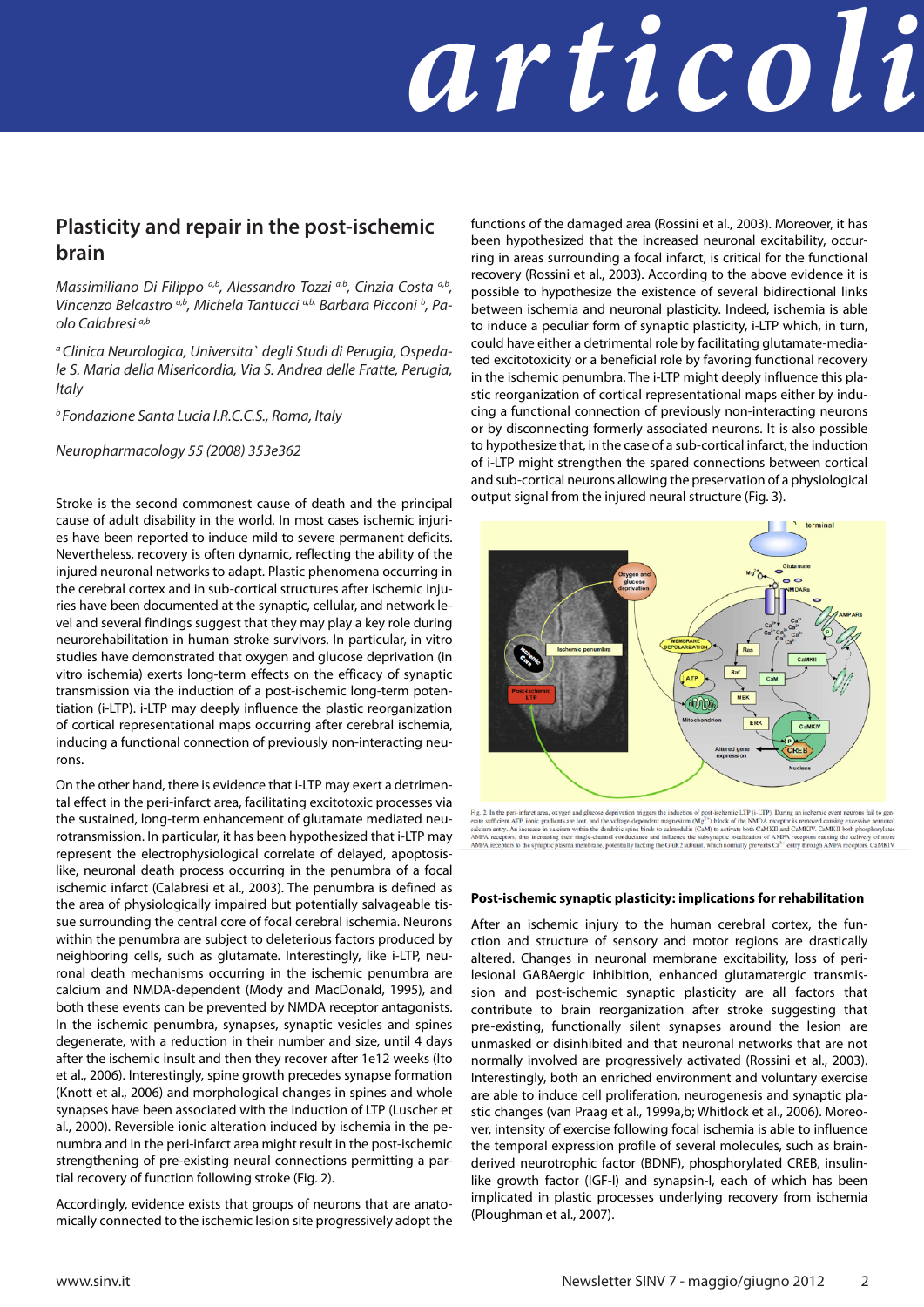## Plasticity and repair in the post-ischemic brain

*Massimiliano Di Filippo [a,b], Alessandro Tozzi [a,b], Cinzia Costa [a,b], Vincenzo Belcastro [a,b], Michela Tantucci [a,b], Barbara Picconi [b], Paolo Calabresi [a,b]*

*[a] Clinica Neurologica, Universita` degli Studi di Perugia, Ospedale S. Maria della Misericordia, Via S. Andrea delle Fratte, Perugia, Italy*

*[b] Fondazione Santa Lucia I.R.C.C.S., Roma, Italy*

*Neuropharmacology 55 (2008) 353e362*

Stroke is the second commonest cause of death and the principal cause of adult disability in the world. In most cases ischemic injuries have been reported to induce mild to severe permanent deficits. Nevertheless, recovery is often dynamic, reflecting the ability of the injured neuronal networks to adapt. Plastic phenomena occurring in the cerebral cortex and in sub-cortical structures after ischemic injuries have been documented at the synaptic, cellular, and network level and several findings suggest that they may play a key role during neurorehabilitation in human stroke survivors. In particular, in vitro studies have demonstrated that oxygen and glucose deprivation (in vitro ischemia) exerts long-term effects on the efficacy of synaptic transmission via the induction of a post-ischemic long-term potentiation (i-LTP). i-LTP may deeply influence the plastic reorganization of cortical representational maps occurring after cerebral ischemia, inducing a functional connection of previously non-interacting neurons.

On the other hand, there is evidence that i-LTP may exert a detrimental effect in the peri-infarct area, facilitating excitotoxic processes via the sustained, long-term enhancement of glutamate mediated neurotransmission. In particular, it has been hypothesized that i-LTP may represent the electrophysiological correlate of delayed, apoptosis-like, neuronal death process occurring in the penumbra of a focal ischemic infarct (Calabresi et al., 2003). The penumbra is defined as the area of physiologically impaired but potentially salvageable tissue surrounding the central core of focal cerebral ischemia. Neurons within the penumbra are subject to deleterious factors produced by neighboring cells, such as glutamate. Interestingly, like i-LTP, neuronal death mechanisms occurring in the ischemic penumbra are calcium and NMDA-dependent (Mody and MacDonald, 1995), and both these events can be prevented by NMDA receptor antagonists. In the ischemic penumbra, synapses, synaptic vesicles and spines degenerate, with a reduction in their number and size, until 4 days after the ischemic insult and then they recover after 1e12 weeks (Ito et al., 2006). Interestingly, spine growth precedes synapse formation (Knott et al., 2006) and morphological changes in spines and whole synapses have been associated with the induction of LTP (Luscher et al., 2000). Reversible ionic alteration induced by ischemia in the penumbra and in the peri-infarct area might result in the post-ischemic strengthening of pre-existing neural connections permitting a partial recovery of function following stroke (Fig. 2).

Accordingly, evidence exists that groups of neurons that are anatomically connected to the ischemic lesion site progressively adopt the functions of the damaged area (Rossini et al., 2003). Moreover, it has been hypothesized that the increased neuronal excitability, occurring in areas surrounding a focal infarct, is critical for the functional recovery (Rossini et al., 2003). According to the above evidence it is possible to hypothesize the existence of several bidirectional links between ischemia and neuronal plasticity. Indeed, ischemia is able to induce a peculiar form of synaptic plasticity, i-LTP which, in turn, could have either a detrimental role by facilitating glutamate-mediated excitotoxicity or a beneficial role by favoring functional recovery in the ischemic penumbra. The i-LTP might deeply influence this plastic reorganization of cortical representational maps either by inducing a functional connection of previously non-interacting neurons or by disconnecting formerly associated neurons. It is also possible to hypothesize that, in the case of a sub-cortical infarct, the induction of i-LTP might strengthen the spared connections between cortical and sub-cortical neurons allowing the preservation of a physiological output signal from the injured neural structure (Fig. 3).

terminal
Glutamate
$Mg^{2+}$
NMDARs
AMPARs
Oxygen and glucose deprivation
Ischemic penumbra
Ischemic Core
Post-ischemic LTP
MEMBRANE DEPOLARIZATION
Ras
Raf
MEK
ERK
CaM
CaMKII
CaMKIV
ATP
Mitochondrion
Altered gene expression
CREB
Nucleus

Fig. 2. In the peri-infarct area, oxygen and glucose deprivation triggers the induction of post-ischemic LTP (i-LTP). During an ischemic event neurons fail to generate sufficient ATP, ionic gradients are lost, and the voltage-dependent magnesium ($Mg^{2+}$) block of the NMDA receptor is removed causing excessive neuronal calcium entry. An increase in calcium within the dendritic spine binds to calmodulin (CaM) to activate both CaMKII and CaMKIV. CaMKII both phosphorylates AMPA receptors, thus increasing their single-channel conductance and influence the subsynaptic localization of AMPA receptors causing the delivery of more AMPA receptors to the synaptic plasma membrane, potentially lacking the GluR2 subunit, which normally prevents $Ca^{2+}$ entry through AMPA receptors. CaMKIV

### Post-ischemic synaptic plasticity: implications for rehabilitation

After an ischemic injury to the human cerebral cortex, the function and structure of sensory and motor regions are drastically altered. Changes in neuronal membrane excitability, loss of peri-lesional GABAergic inhibition, enhanced glutamatergic transmission and post-ischemic synaptic plasticity are all factors that contribute to brain reorganization after stroke suggesting that pre-existing, functionally silent synapses around the lesion are unmasked or disinhibited and that neuronal networks that are not normally involved are progressively activated (Rossini et al., 2003). Interestingly, both an enriched environment and voluntary exercise are able to induce cell proliferation, neurogenesis and synaptic plastic changes (van Praag et al., 1999a,b; Whitlock et al., 2006). Moreover, intensity of exercise following focal ischemia is able to influence the temporal expression profile of several molecules, such as brain-derived neurotrophic factor (BDNF), phosphorylated CREB, insulin-like growth factor (IGF-I) and synapsin-I, each of which has been implicated in plastic processes underlying recovery from ischemia (Ploughman et al., 2007).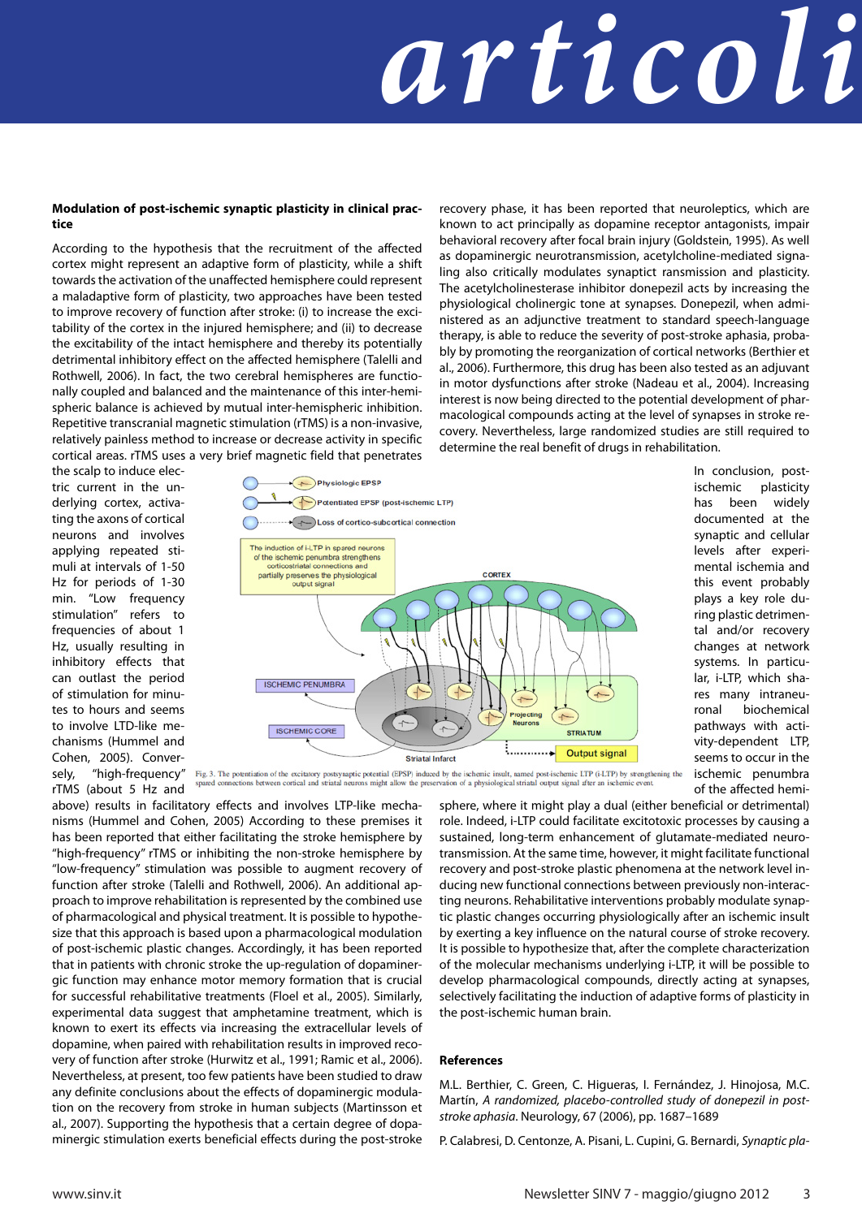### Modulation of post-ischemic synaptic plasticity in clinical practice

According to the hypothesis that the recruitment of the affected cortex might represent an adaptive form of plasticity, while a shift towards the activation of the unaffected hemisphere could represent a maladaptive form of plasticity, two approaches have been tested to improve recovery of function after stroke: (i) to increase the excitability of the cortex in the injured hemisphere; and (ii) to decrease the excitability of the intact hemisphere and thereby its potentially detrimental inhibitory effect on the affected hemisphere (Talelli and Rothwell, 2006). In fact, the two cerebral hemispheres are functionally coupled and balanced and the maintenance of this inter-hemispheric balance is achieved by mutual inter-hemispheric inhibition. Repetitive transcranial magnetic stimulation (rTMS) is a non-invasive, relatively painless method to increase or decrease activity in specific cortical areas. rTMS uses a very brief magnetic field that penetrates the scalp to induce electric current in the underlying cortex, activating the axons of cortical neurons and involves applying repeated stimuli at intervals of 1-50 Hz for periods of 1-30 min. "Low frequency stimulation" refers to frequencies of about 1 Hz, usually resulting in inhibitory effects that can outlast the period of stimulation for minutes to hours and seems to involve LTD-like mechanisms (Hummel and Cohen, 2005). Conversely, "high-frequency" rTMS (about 5 Hz and above) results in facilitatory effects and involves LTP-like mechanisms (Hummel and Cohen, 2005) According to these premises it has been reported that either facilitating the stroke hemisphere by "high-frequency" rTMS or inhibiting the non-stroke hemisphere by "low-frequency" stimulation was possible to augment recovery of function after stroke (Talelli and Rothwell, 2006). An additional approach to improve rehabilitation is represented by the combined use of pharmacological and physical treatment. It is possible to hypothesize that this approach is based upon a pharmacological modulation of post-ischemic plastic changes. Accordingly, it has been reported that in patients with chronic stroke the up-regulation of dopaminergic function may enhance motor memory formation that is crucial for successful rehabilitative treatments (Floel et al., 2005). Similarly, experimental data suggest that amphetamine treatment, which is known to exert its effects via increasing the extracellular levels of dopamine, when paired with rehabilitation results in improved recovery of function after stroke (Hurwitz et al., 1991; Ramic et al., 2006). Nevertheless, at present, too few patients have been studied to draw any definite conclusions about the effects of dopaminergic modulation on the recovery from stroke in human subjects (Martinsson et al., 2007). Supporting the hypothesis that a certain degree of dopaminergic stimulation exerts beneficial effects during the post-stroke recovery phase, it has been reported that neuroleptics, which are known to act principally as dopamine receptor antagonists, impair behavioral recovery after focal brain injury (Goldstein, 1995). As well as dopaminergic neurotransmission, acetylcholine-mediated signaling also critically modulates synaptict ransmission and plasticity. The acetylcholinesterase inhibitor donepezil acts by increasing the physiological cholinergic tone at synapses. Donepezil, when administered as an adjunctive treatment to standard speech-language therapy, is able to reduce the severity of post-stroke aphasia, probably by promoting the reorganization of cortical networks (Berthier et al., 2006). Furthermore, this drug has been also tested as an adjuvant in motor dysfunctions after stroke (Nadeau et al., 2004). Increasing interest is now being directed to the potential development of pharmacological compounds acting at the level of synapses in stroke recovery. Nevertheless, large randomized studies are still required to determine the real benefit of drugs in rehabilitation.

Physiologic EPSP
Potentiated EPSP (post-ischemic LTP)
Loss of cortico-subcortical connection
The induction of i-LTP in spared neurons of the ischemic penumbra strengthens corticostriatal connections and partially preserves the physiological output signal
CORTEX
ISCHEMIC PENUMBRA
ISCHEMIC CORE
Projecting Neurons
STRIATUM
Striatal Infarct
Output signal

Fig. 3. The potentiation of the excitatory postsynaptic potential (EPSP) induced by the ischemic insult, named post-ischemic LTP (i-LTP) by strengthening the spared connections between cortical and striatal neurons might allow the preservation of a physiological striatal output signal after an ischemic event.

In conclusion, post-ischemic plasticity has been widely documented at the synaptic and cellular levels after experimental ischemia and this event probably plays a key role during plastic detrimental and/or recovery changes at network systems. In particular, i-LTP, which shares many intraneuronal biochemical pathways with activity-dependent LTP, seems to occur in the ischemic penumbra of the affected hemisphere, where it might play a dual (either beneficial or detrimental) role. Indeed, i-LTP could facilitate excitotoxic processes by causing a sustained, long-term enhancement of glutamate-mediated neurotransmission. At the same time, however, it might facilitate functional recovery and post-stroke plastic phenomena at the network level inducing new functional connections between previously non-interacting neurons. Rehabilitative interventions probably modulate synaptic plastic changes occurring physiologically after an ischemic insult by exerting a key influence on the natural course of stroke recovery. It is possible to hypothesize that, after the complete characterization of the molecular mechanisms underlying i-LTP, it will be possible to develop pharmacological compounds, directly acting at synapses, selectively facilitating the induction of adaptive forms of plasticity in the post-ischemic human brain.

### References

M.L. Berthier, C. Green, C. Higueras, I. Fernández, J. Hinojosa, M.C. Martín, *A randomized, placebo-controlled study of donepezil in post-stroke aphasia*. Neurology, 67 (2006), pp. 1687–1689

P. Calabresi, D. Centonze, A. Pisani, L. Cupini, G. Bernardi, *Synaptic pla-*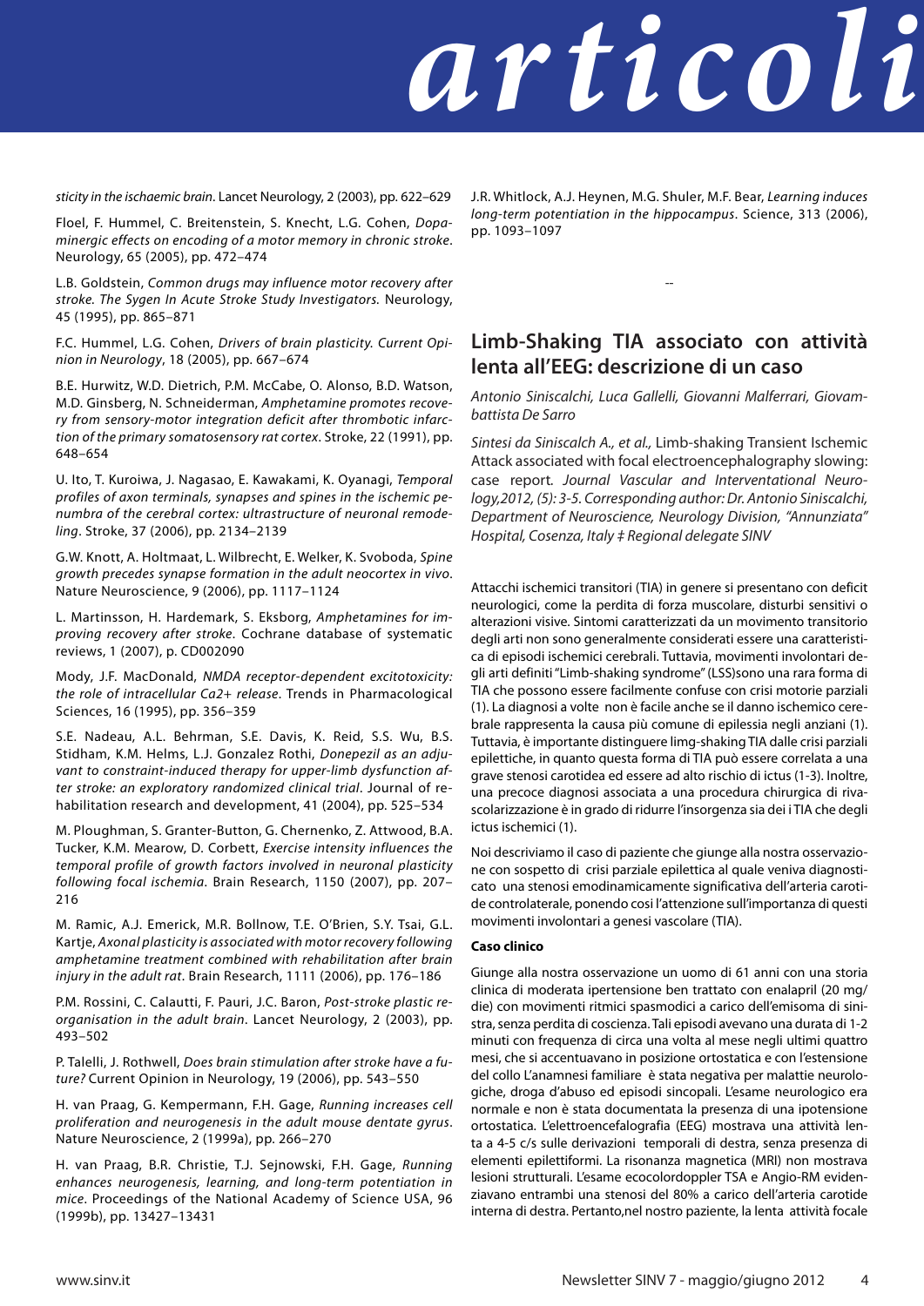sticity in the ischaemic brain*. Lancet Neurology, 2 (2003), pp. 622–629

Floel, F. Hummel, C. Breitenstein, S. Knecht, L.G. Cohen, *Dopaminergic effects on encoding of a motor memory in chronic stroke*. Neurology, 65 (2005), pp. 472–474

L.B. Goldstein, *Common drugs may influence motor recovery after stroke. The Sygen In Acute Stroke Study Investigators.* Neurology, 45 (1995), pp. 865–871

F.C. Hummel, L.G. Cohen, *Drivers of brain plasticity. Current Opinion in Neurology*, 18 (2005), pp. 667–674

B.E. Hurwitz, W.D. Dietrich, P.M. McCabe, O. Alonso, B.D. Watson, M.D. Ginsberg, N. Schneiderman, *Amphetamine promotes recovery from sensory-motor integration deficit after thrombotic infarction of the primary somatosensory rat cortex*. Stroke, 22 (1991), pp. 648–654

U. Ito, T. Kuroiwa, J. Nagasao, E. Kawakami, K. Oyanagi, *Temporal profiles of axon terminals, synapses and spines in the ischemic penumbra of the cerebral cortex: ultrastructure of neuronal remodeling*. Stroke, 37 (2006), pp. 2134–2139

G.W. Knott, A. Holtmaat, L. Wilbrecht, E. Welker, K. Svoboda, *Spine growth precedes synapse formation in the adult neocortex in vivo*. Nature Neuroscience, 9 (2006), pp. 1117–1124

L. Martinsson, H. Hardemark, S. Eksborg, *Amphetamines for improving recovery after stroke*. Cochrane database of systematic reviews, 1 (2007), p. CD002090

Mody, J.F. MacDonald, *NMDA receptor-dependent excitotoxicity: the role of intracellular Ca2+ release*. Trends in Pharmacological Sciences, 16 (1995), pp. 356–359

S.E. Nadeau, A.L. Behrman, S.E. Davis, K. Reid, S.S. Wu, B.S. Stidham, K.M. Helms, L.J. Gonzalez Rothi, *Donepezil as an adjuvant to constraint-induced therapy for upper-limb dysfunction after stroke: an exploratory randomized clinical trial*. Journal of rehabilitation research and development, 41 (2004), pp. 525–534

M. Ploughman, S. Granter-Button, G. Chernenko, Z. Attwood, B.A. Tucker, K.M. Mearow, D. Corbett, *Exercise intensity influences the temporal profile of growth factors involved in neuronal plasticity following focal ischemia*. Brain Research, 1150 (2007), pp. 207–216

M. Ramic, A.J. Emerick, M.R. Bollnow, T.E. O'Brien, S.Y. Tsai, G.L. Kartje, *Axonal plasticity is associated with motor recovery following amphetamine treatment combined with rehabilitation after brain injury in the adult rat*. Brain Research, 1111 (2006), pp. 176–186

P.M. Rossini, C. Calautti, F. Pauri, J.C. Baron, *Post-stroke plastic reorganisation in the adult brain*. Lancet Neurology, 2 (2003), pp. 493–502

P. Talelli, J. Rothwell, *Does brain stimulation after stroke have a future?* Current Opinion in Neurology, 19 (2006), pp. 543–550

H. van Praag, G. Kempermann, F.H. Gage, *Running increases cell proliferation and neurogenesis in the adult mouse dentate gyrus*. Nature Neuroscience, 2 (1999a), pp. 266–270

H. van Praag, B.R. Christie, T.J. Sejnowski, F.H. Gage, *Running enhances neurogenesis, learning, and long-term potentiation in mice*. Proceedings of the National Academy of Science USA, 96 (1999b), pp. 13427–13431

J.R. Whitlock, A.J. Heynen, M.G. Shuler, M.F. Bear, *Learning induces long-term potentiation in the hippocampus*. Science, 313 (2006), pp. 1093–1097

--

## Limb-Shaking TIA associato con attività lenta all'EEG: descrizione di un caso

*Antonio Siniscalchi, Luca Gallelli, Giovanni Malferrari, Giovambattista De Sarro*

*Sintesi da Siniscalch A., et al.,* Limb-shaking Transient Ischemic Attack associated with focal electroencephalography slowing: case report. *Journal Vascular and Interventational Neurology,2012, (5): 3-5. Corresponding author: Dr. Antonio Siniscalchi, Department of Neuroscience, Neurology Division, "Annunziata" Hospital, Cosenza, Italy ‡ Regional delegate SINV*

Attacchi ischemici transitori (TIA) in genere si presentano con deficit neurologici, come la perdita di forza muscolare, disturbi sensitivi o alterazioni visive. Sintomi caratterizzati da un movimento transitorio degli arti non sono generalmente considerati essere una caratteristica di episodi ischemici cerebrali. Tuttavia, movimenti involontari degli arti definiti "Limb-shaking syndrome" (LSS)sono una rara forma di TIA che possono essere facilmente confuse con crisi motorie parziali (1). La diagnosi a volte non è facile anche se il danno ischemico cerebrale rappresenta la causa più comune di epilessia negli anziani (1). Tuttavia, è importante distinguere limg-shaking TIA dalle crisi parziali epilettiche, in quanto questa forma di TIA può essere correlata a una grave stenosi carotidea ed essere ad alto rischio di ictus (1-3). Inoltre, una precoce diagnosi associata a una procedura chirurgica di rivascolarizzazione è in grado di ridurre l'insorgenza sia dei i TIA che degli ictus ischemici (1).

Noi descriviamo il caso di paziente che giunge alla nostra osservazione con sospetto di crisi parziale epilettica al quale veniva diagnosticato una stenosi emodinamicamente significativa dell'arteria carotide controlaterale, ponendo così l'attenzione sull'importanza di questi movimenti involontari a genesi vascolare (TIA).

**Caso clinico**

Giunge alla nostra osservazione un uomo di 61 anni con una storia clinica di moderata ipertensione ben trattato con enalapril (20 mg/die) con movimenti ritmici spasmodici a carico dell'emisoma di sinistra, senza perdita di coscienza. Tali episodi avevano una durata di 1-2 minuti con frequenza di circa una volta al mese negli ultimi quattro mesi, che si accentuavano in posizione ortostatica e con l'estensione del collo L'anamnesi familiare è stata negativa per malattie neurologiche, droga d'abuso ed episodi sincopali. L'esame neurologico era normale e non è stata documentata la presenza di una ipotensione ortostatica. L'elettroencefalografia (EEG) mostrava una attività lenta a 4-5 c/s sulle derivazioni temporali di destra, senza presenza di elementi epilettiformi. La risonanza magnetica (MRI) non mostrava lesioni strutturali. L'esame ecocolordoppler TSA e Angio-RM evidenziavano entrambi una stenosi del 80% a carico dell'arteria carotide interna di destra. Pertanto,nel nostro paziente, la lenta attività focale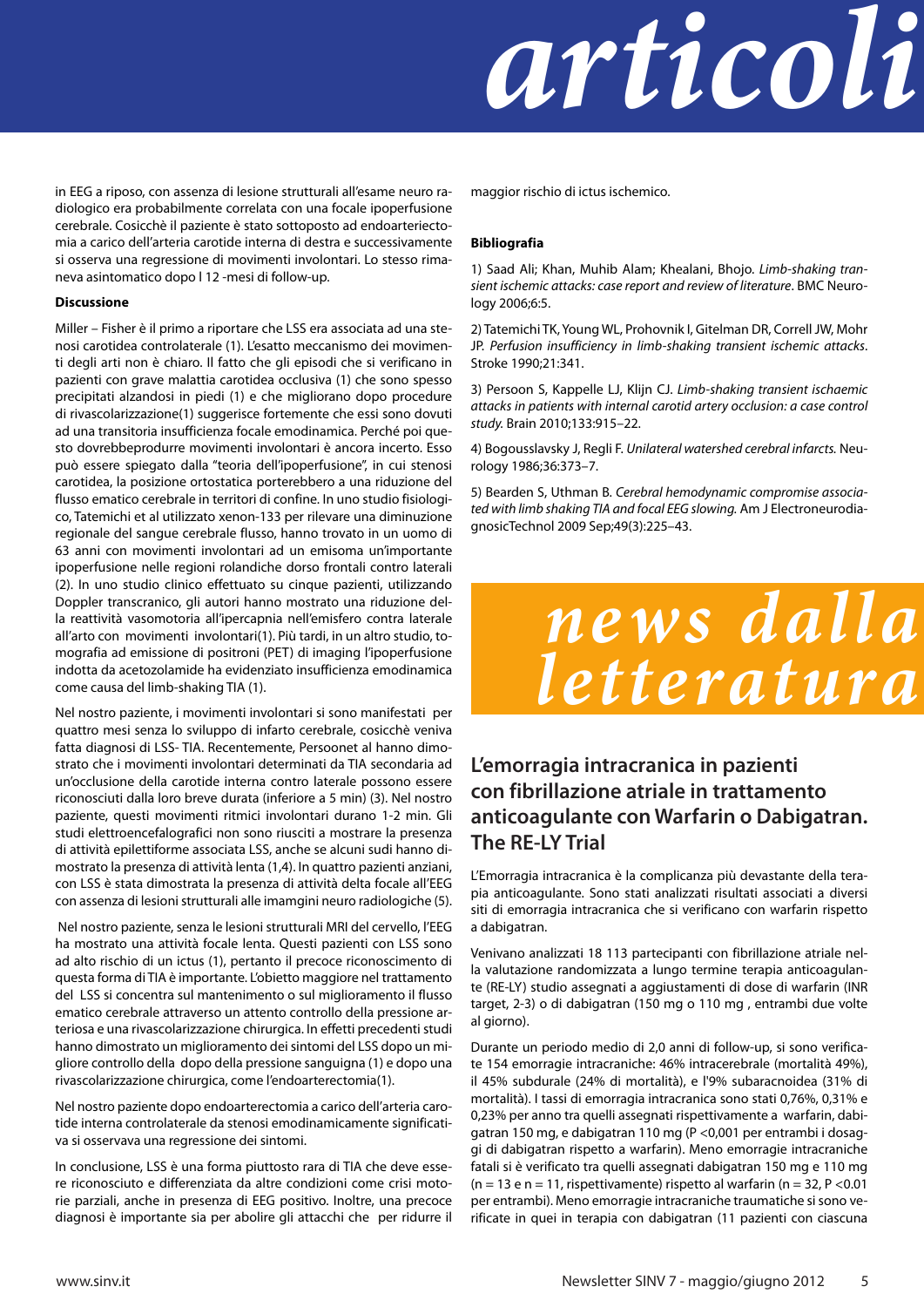# articoli

in EEG a riposo, con assenza di lesione strutturali all'esame neuro radiologico era probabilmente correlata con una focale ipoperfusione cerebrale. Cosicchè il paziente è stato sottoposto ad endoarteriectomia a carico dell'arteria carotide interna di destra e successivamente si osserva una regressione di movimenti involontari. Lo stesso rimaneva asintomatico dopo l 12 -mesi di follow-up.

**Discussione**

Miller – Fisher è il primo a riportare che LSS era associata ad una stenosi carotidea controlaterale (1). L'esatto meccanismo dei movimenti degli arti non è chiaro. Il fatto che gli episodi che si verificano in pazienti con grave malattia carotidea occlusiva (1) che sono spesso precipitati alzandosi in piedi (1) e che migliorano dopo procedure di rivascolarizzazione(1) suggerisce fortemente che essi sono dovuti ad una transitoria insufficienza focale emodinamica. Perché poi questo dovrebbeprodurre movimenti involontari è ancora incerto. Esso può essere spiegato dalla "teoria dell'ipoperfusione", in cui stenosi carotidea, la posizione ortostatica porterebbero a una riduzione del flusso ematico cerebrale in territori di confine. In uno studio fisiologico, Tatemichi et al utilizzato xenon-133 per rilevare una diminuzione regionale del sangue cerebrale flusso, hanno trovato in un uomo di 63 anni con movimenti involontari ad un emisoma un'importante ipoperfusione nelle regioni rolandiche dorso frontali contro laterali (2). In uno studio clinico effettuato su cinque pazienti, utilizzando Doppler transcranico, gli autori hanno mostrato una riduzione della reattività vasomotoria all'ipercapnia nell'emisfero contra laterale all'arto con movimenti involontari(1). Più tardi, in un altro studio, tomografia ad emissione di positroni (PET) di imaging l'ipoperfusione indotta da acetozolamide ha evidenziato insufficienza emodinamica come causa del limb-shaking TIA (1).

Nel nostro paziente, i movimenti involontari si sono manifestati per quattro mesi senza lo sviluppo di infarto cerebrale, cosicchè veniva fatta diagnosi di LSS- TIA. Recentemente, Persoonet al hanno dimostrato che i movimenti involontari determinati da TIA secondaria ad un'occlusione della carotide interna contro laterale possono essere riconosciuti dalla loro breve durata (inferiore a 5 min) (3). Nel nostro paziente, questi movimenti ritmici involontari durano 1-2 min. Gli studi elettroencefalografici non sono riusciti a mostrare la presenza di attività epilettiforme associata LSS, anche se alcuni sudi hanno dimostrato la presenza di attività lenta (1,4). In quattro pazienti anziani, con LSS è stata dimostrata la presenza di attività delta focale all'EEG con assenza di lesioni strutturali alle imamgini neuro radiologiche (5).

Nel nostro paziente, senza le lesioni strutturali MRI del cervello, l'EEG ha mostrato una attività focale lenta. Questi pazienti con LSS sono ad alto rischio di un ictus (1), pertanto il precoce riconoscimento di questa forma di TIA è importante. L'obietto maggiore nel trattamento del LSS si concentra sul mantenimento o sul miglioramento il flusso ematico cerebrale attraverso un attento controllo della pressione arteriosa e una rivascolarizzazione chirurgica. In effetti precedenti studi hanno dimostrato un miglioramento dei sintomi del LSS dopo un migliore controllo della dopo della pressione sanguigna (1) e dopo una rivascolarizzazione chirurgica, come l'endoarterectomia(1).

Nel nostro paziente dopo endoarterectomia a carico dell'arteria carotide interna controlaterale da stenosi emodinamicamente significativa si osservava una regressione dei sintomi.

In conclusione, LSS è una forma piuttosto rara di TIA che deve essere riconosciuto e differenziata da altre condizioni come crisi motorie parziali, anche in presenza di EEG positivo. Inoltre, una precoce diagnosi è importante sia per abolire gli attacchi che per ridurre il maggior rischio di ictus ischemico.

**Bibliografia**

1) Saad Ali; Khan, Muhib Alam; Khealani, Bhojo. *Limb-shaking transient ischemic attacks: case report and review of literature*. BMC Neurology 2006;6:5.

2) Tatemichi TK, Young WL, Prohovnik I, Gitelman DR, Correll JW, Mohr JP. *Perfusion insufficiency in limb-shaking transient ischemic attacks*. Stroke 1990;21:341.

3) Persoon S, Kappelle LJ, Klijn CJ. *Limb-shaking transient ischaemic attacks in patients with internal carotid artery occlusion: a case control study.* Brain 2010;133:915–22.

4) Bogousslavsky J, Regli F. *Unilateral watershed cerebral infarcts.* Neurology 1986;36:373–7.

5) Bearden S, Uthman B. *Cerebral hemodynamic compromise associated with limb shaking TIA and focal EEG slowing.* Am J Electroneurodiagnosic Technol 2009 Sep;49(3):225–43.

# news dalla letteratura

## L'emorragia intracranica in pazienti con fibrillazione atriale in trattamento anticoagulante con Warfarin o Dabigatran. The RE-LY Trial

L'Emorragia intracranica è la complicanza più devastante della terapia anticoagulante. Sono stati analizzati risultati associati a diversi siti di emorragia intracranica che si verificano con warfarin rispetto a dabigatran.

Venivano analizzati 18 113 partecipanti con fibrillazione atriale nella valutazione randomizzata a lungo termine terapia anticoagulante (RE-LY) studio assegnati a aggiustamenti di dose di warfarin (INR target, 2-3) o di dabigatran (150 mg o 110 mg , entrambi due volte al giorno).

Durante un periodo medio di 2,0 anni di follow-up, si sono verificate 154 emorragie intracraniche: 46% intracerebrale (mortalità 49%), il 45% subdurale (24% di mortalità), e l'9% subaracnoidea (31% di mortalità). I tassi di emorragia intracranica sono stati 0,76%, 0,31% e 0,23% per anno tra quelli assegnati rispettivamente a warfarin, dabigatran 150 mg, e dabigatran 110 mg (P <0,001 per entrambi i dosaggi di dabigatran rispetto a warfarin). Meno emorragie intracraniche fatali si è verificato tra quelli assegnati dabigatran 150 mg e 110 mg (n = 13 e n = 11, rispettivamente) rispetto al warfarin (n = 32, P <0.01 per entrambi). Meno emorragie intracraniche traumatiche si sono verificate in quei in terapia con dabigatran (11 pazienti con ciascuna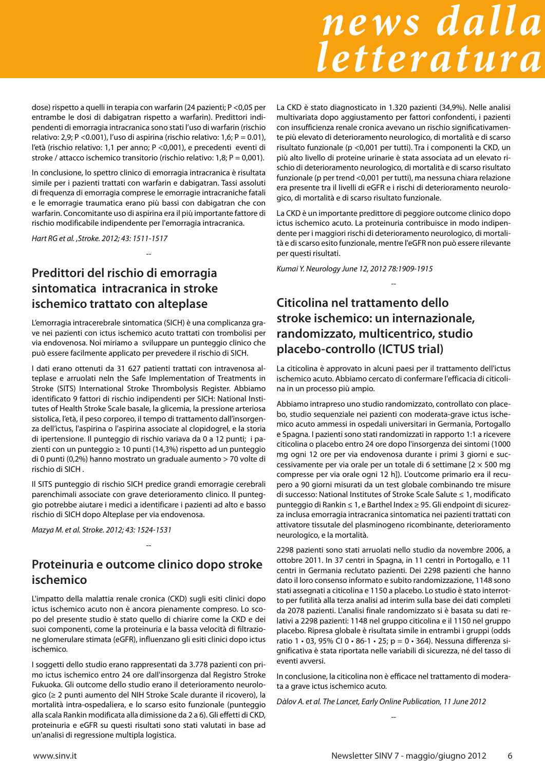dose) rispetto a quelli in terapia con warfarin (24 pazienti; P <0,05 per entrambe le dosi di dabigatran rispetto a warfarin). Predittori indipendenti di emorragia intracranica sono stati l'uso di warfarin (rischio relativo: 2,9; P <0.001), l'uso di aspirina (rischio relativo: 1,6; P = 0.01), l'età (rischio relativo: 1,1 per anno; P <0,001), e precedenti eventi di stroke / attacco ischemico transitorio (rischio relativo: 1,8; P = 0,001).

In conclusione, lo spettro clinico di emorragia intracranica è risultata simile per i pazienti trattati con warfarin e dabigatran. Tassi assoluti di frequenza di emorragia comprese le emorragie intracraniche fatali e le emorragie traumatica erano più bassi con dabigatran che con warfarin. Concomitante uso di aspirina era il più importante fattore di rischio modificabile indipendente per l'emorragia intracranica.

*Hart RG et al. ,Stroke. 2012; 43: 1511-1517*

--

## Predittori del rischio di emorragia sintomatica intracranica in stroke ischemico trattato con alteplase

L'emorragia intracerebrale sintomatica (SICH) è una complicanza grave nei pazienti con ictus ischemico acuto trattati con trombolisi per via endovenosa. Noi miriamo a sviluppare un punteggio clinico che può essere facilmente applicato per prevedere il rischio di SICH.

I dati erano ottenuti da 31 627 pazienti trattati con intravenosa alteplase e arruolati neln the Safe Implementation of Treatments in Stroke (SITS) International Stroke Thrombolysis Register. Abbiamo identificato 9 fattori di rischio indipendenti per SICH: National Institutes of Health Stroke Scale basale, la glicemia, la pressione arteriosa sistolica, l'età, il peso corporeo, il tempo di trattamento dall'insorgenza dell'ictus, l'aspirina o l'aspirina associate al clopidogrel, e la storia di ipertensione. Il punteggio di rischio variava da 0 a 12 punti; i pazienti con un punteggio ≥ 10 punti (14,3%) rispetto ad un punteggio di 0 punti (0,2%) hanno mostrato un graduale aumento > 70 volte di rischio di SICH .

Il SITS punteggio di rischio SICH predice grandi emorragie cerebrali parenchimali associate con grave deterioramento clinico. Il punteggio potrebbe aiutare i medici a identificare i pazienti ad alto e basso rischio di SICH dopo Alteplase per via endovenosa.

*Mazya M. et al. Stroke. 2012; 43: 1524-1531*

--

## Proteinuria e outcome clinico dopo stroke ischemico

L'impatto della malattia renale cronica (CKD) sugli esiti clinici dopo ictus ischemico acuto non è ancora pienamente compreso. Lo scopo del presente studio è stato quello di chiarire come la CKD e dei suoi componenti, come la proteinuria e la bassa velocità di filtrazione glomerulare stimata (eGFR), influenzano gli esiti clinici dopo ictus ischemico.

I soggetti dello studio erano rappresentati da 3.778 pazienti con primo ictus ischemico entro 24 ore dall'insorgenza dal Registro Stroke Fukuoka. Gli outcome dello studio erano il deterioramento neurologico (≥ 2 punti aumento del NIH Stroke Scale durante il ricovero), la mortalità intra-ospedaliera, e lo scarso esito funzionale (punteggio alla scala Rankin modificata alla dimissione da 2 a 6). Gli effetti di CKD, proteinuria e eGFR su questi risultati sono stati valutati in base ad un'analisi di regressione multipla logistica.

La CKD è stato diagnosticato in 1.320 pazienti (34,9%). Nelle analisi multivariata dopo aggiustamento per fattori confondenti, i pazienti con insufficienza renale cronica avevano un rischio significativamente più elevato di deterioramento neurologico, di mortalità e di scarso risultato funzionale (p <0,001 per tutti). Tra i componenti la CKD, un più alto livello di proteine urinarie è stata associata ad un elevato rischio di deterioramento neurologico, di mortalità e di scarso risultato funzionale (p per trend <0,001 per tutti), ma nessuna chiara relazione era presente tra il livelli di eGFR e i rischi di deterioramento neurologico, di mortalità e di scarso risultato funzionale.

La CKD è un importante predittore di peggiore outcome clinico dopo ictus ischemico acuto. La proteinuria contribuisce in modo indipendente per i maggiori rischi di deterioramento neurologico, di mortalità e di scarso esito funzionale, mentre l'eGFR non può essere rilevante per questi risultati.

*Kumai Y. Neurology June 12, 2012 78:1909-1915*

--

## Citicolina nel trattamento dello stroke ischemico: un internazionale, randomizzato, multicentrico, studio placebo-controllo (ICTUS trial)

La citicolina è approvato in alcuni paesi per il trattamento dell'ictus ischemico acuto. Abbiamo cercato di confermare l'efficacia di citicolina in un processo più ampio.

Abbiamo intrapreso uno studio randomizzato, controllato con placebo, studio sequenziale nei pazienti con moderata-grave ictus ischemico acuto ammessi in ospedali universitari in Germania, Portogallo e Spagna. I pazienti sono stati randomizzati in rapporto 1:1 a ricevere citicolina o placebo entro 24 ore dopo l'insorgenza dei sintomi (1000 mg ogni 12 ore per via endovenosa durante i primi 3 giorni e successivamente per via orale per un totale di 6 settimane [2 × 500 mg compresse per via orale ogni 12 h]). L'outcome primario era il recupero a 90 giorni misurati da un test globale combinando tre misure di successo: National Institutes of Stroke Scale Salute ≤ 1, modificato punteggio di Rankin ≤ 1, e Barthel Index ≥ 95. Gli endpoint di sicurezza inclusa emorragia intracranica sintomatica nei pazienti trattati con attivatore tissutale del plasminogeno ricombinante, deterioramento neurologico, e la mortalità.

2298 pazienti sono stati arruolati nello studio da novembre 2006, a ottobre 2011. In 37 centri in Spagna, in 11 centri in Portogallo, e 11 centri in Germania reclutato pazienti. Dei 2298 pazienti che hanno dato il loro consenso informato e subito randomizzazione, 1148 sono stati assegnati a citicolina e 1150 a placebo. Lo studio è stato interrotto per futilità alla terza analisi ad interim sulla base dei dati completi da 2078 pazienti. L'analisi finale randomizzato si è basata su dati relativi a 2298 pazienti: 1148 nel gruppo citicolina e il 1150 nel gruppo placebo. Ripresa globale è risultata simile in entrambi i gruppi (odds ratio 1 • 03, 95% CI 0 • 86-1 • 25; p = 0 • 364). Nessuna differenza significativa è stata riportata nelle variabili di sicurezza, né del tasso di eventi avversi.

In conclusione, la citicolina non è efficace nel trattamento di moderata a grave ictus ischemico acuto.

*Dàlov A. et al. The Lancet, Early Online Publication, 11 June 2012*

--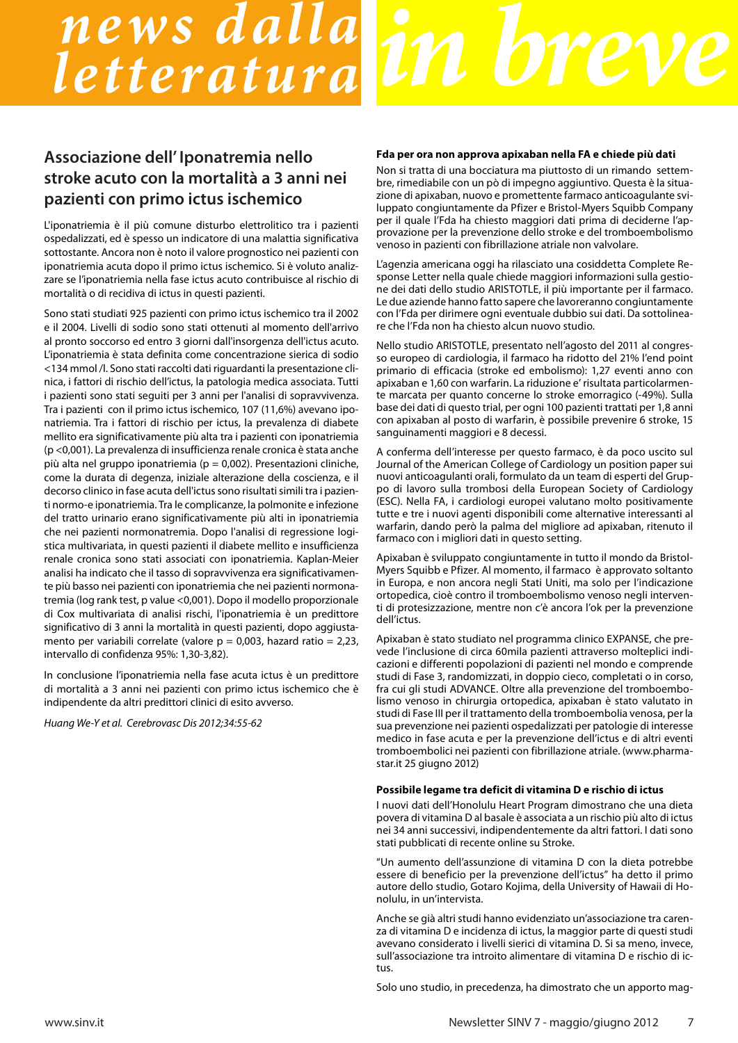# news dalla letteratura in breve

## Associazione dell' Iponatremia nello stroke acuto con la mortalità a 3 anni nei pazienti con primo ictus ischemico

L'iponatriemia è il più comune disturbo elettrolitico tra i pazienti ospedalizzati, ed è spesso un indicatore di una malattia significativa sottostante. Ancora non è noto il valore prognostico nei pazienti con iponatriemia acuta dopo il primo ictus ischemico. Si è voluto analizzare se l'iponatriemia nella fase ictus acuto contribuisce al rischio di mortalità o di recidiva di ictus in questi pazienti.

Sono stati studiati 925 pazienti con primo ictus ischemico tra il 2002 e il 2004. Livelli di sodio sono stati ottenuti al momento dell'arrivo al pronto soccorso ed entro 3 giorni dall'insorgenza dell'ictus acuto. L'iponatriemia è stata definita come concentrazione sierica di sodio <134 mmol /l. Sono stati raccolti dati riguardanti la presentazione clinica, i fattori di rischio dell'ictus, la patologia medica associata. Tutti i pazienti sono stati seguiti per 3 anni per l'analisi di sopravvivenza. Tra i pazienti con il primo ictus ischemico, 107 (11,6%) avevano iponatriemia. Tra i fattori di rischio per ictus, la prevalenza di diabete mellito era significativamente più alta tra i pazienti con iponatriemia ($p < 0{,}001$). La prevalenza di insufficienza renale cronica è stata anche più alta nel gruppo iponatriemia ($p = 0{,}002$). Presentazioni cliniche, come la durata di degenza, iniziale alterazione della coscienza, e il decorso clinico in fase acuta dell'ictus sono risultati simili tra i pazienti normo-e iponatriemia. Tra le complicanze, la polmonite e infezione del tratto urinario erano significativamente più alti in iponatriemia che nei pazienti normonatremia. Dopo l'analisi di regressione logistica multivariata, in questi pazienti il diabete mellito e insufficienza renale cronica sono stati associati con iponatriemia. Kaplan-Meier analisi ha indicato che il tasso di sopravvivenza era significativamente più basso nei pazienti con iponatriemia che nei pazienti normonatremia (log rank test, p value <0,001). Dopo il modello proporzionale di Cox multivariata di analisi rischi, l'iponatriemia è un predittore significativo di 3 anni la mortalità in questi pazienti, dopo aggiustamento per variabili correlate (valore $p = 0{,}003$, hazard ratio = 2,23, intervallo di confidenza 95%: 1,30-3,82).

In conclusione l'iponatriemia nella fase acuta ictus è un predittore di mortalità a 3 anni nei pazienti con primo ictus ischemico che è indipendente da altri predittori clinici di esito avverso.

*Huang We-Y et al. Cerebrovasc Dis 2012;34:55-62*

### Fda per ora non approva apixaban nella FA e chiede più dati

Non si tratta di una bocciatura ma piuttosto di un rimando settembre, rimediabile con un pò di impegno aggiuntivo. Questa è la situazione di apixaban, nuovo e promettente farmaco anticoagulante sviluppato congiuntamente da Pfizer e Bristol-Myers Squibb Company per il quale l'Fda ha chiesto maggiori dati prima di deciderne l'approvazione per la prevenzione dello stroke e del tromboembolismo venoso in pazienti con fibrillazione atriale non valvolare.

L'agenzia americana oggi ha rilasciato una cosiddetta Complete Response Letter nella quale chiede maggiori informazioni sulla gestione dei dati dello studio ARISTOTLE, il più importante per il farmaco. Le due aziende hanno fatto sapere che lavoreranno congiuntamente con l'Fda per dirimere ogni eventuale dubbio sui dati. Da sottolineare che l'Fda non ha chiesto alcun nuovo studio.

Nello studio ARISTOTLE, presentato nell'agosto del 2011 al congresso europeo di cardiologia, il farmaco ha ridotto del 21% l'end point primario di efficacia (stroke ed embolismo): 1,27 eventi anno con apixaban e 1,60 con warfarin. La riduzione e' risultata particolarmente marcata per quanto concerne lo stroke emorragico (-49%). Sulla base dei dati di questo trial, per ogni 100 pazienti trattati per 1,8 anni con apixaban al posto di warfarin, è possibile prevenire 6 stroke, 15 sanguinamenti maggiori e 8 decessi.

A conferma dell'interesse per questo farmaco, è da poco uscito sul Journal of the American College of Cardiology un position paper sui nuovi anticoagulanti orali, formulato da un team di esperti del Gruppo di lavoro sulla trombosi della European Society of Cardiology (ESC). Nella FA, i cardiologi europei valutano molto positivamente tutte e tre i nuovi agenti disponibili come alternative interessanti al warfarin, dando però la palma del migliore ad apixaban, ritenuto il farmaco con i migliori dati in questo setting.

Apixaban è sviluppato congiuntamente in tutto il mondo da Bristol-Myers Squibb e Pfizer. Al momento, il farmaco è approvato soltanto in Europa, e non ancora negli Stati Uniti, ma solo per l'indicazione ortopedica, cioè contro il tromboembolismo venoso negli interventi di protesizzazione, mentre non c'è ancora l'ok per la prevenzione dell'ictus.

Apixaban è stato studiato nel programma clinico EXPANSE, che prevede l'inclusione di circa 60mila pazienti attraverso molteplici indicazioni e differenti popolazioni di pazienti nel mondo e comprende studi di Fase 3, randomizzati, in doppio cieco, completati o in corso, fra cui gli studi ADVANCE. Oltre alla prevenzione del tromboembolismo venoso in chirurgia ortopedica, apixaban è stato valutato in studi di Fase III per il trattamento della tromboembolia venosa, per la sua prevenzione nei pazienti ospedalizzati per patologie di interesse medico in fase acuta e per la prevenzione dell'ictus e di altri eventi tromboembolici nei pazienti con fibrillazione atriale. (www.pharmastar.it 25 giugno 2012)

### Possibile legame tra deficit di vitamina D e rischio di ictus

I nuovi dati dell'Honolulu Heart Program dimostrano che una dieta povera di vitamina D al basale è associata a un rischio più alto di ictus nei 34 anni successivi, indipendentemente da altri fattori. I dati sono stati pubblicati di recente online su Stroke.

"Un aumento dell'assunzione di vitamina D con la dieta potrebbe essere di beneficio per la prevenzione dell'ictus" ha detto il primo autore dello studio, Gotaro Kojima, della University of Hawaii di Honolulu, in un'intervista.

Anche se già altri studi hanno evidenziato un'associazione tra carenza di vitamina D e incidenza di ictus, la maggior parte di questi studi avevano considerato i livelli sierici di vitamina D. Si sa meno, invece, sull'associazione tra introito alimentare di vitamina D e rischio di ictus.

Solo uno studio, in precedenza, ha dimostrato che un apporto mag-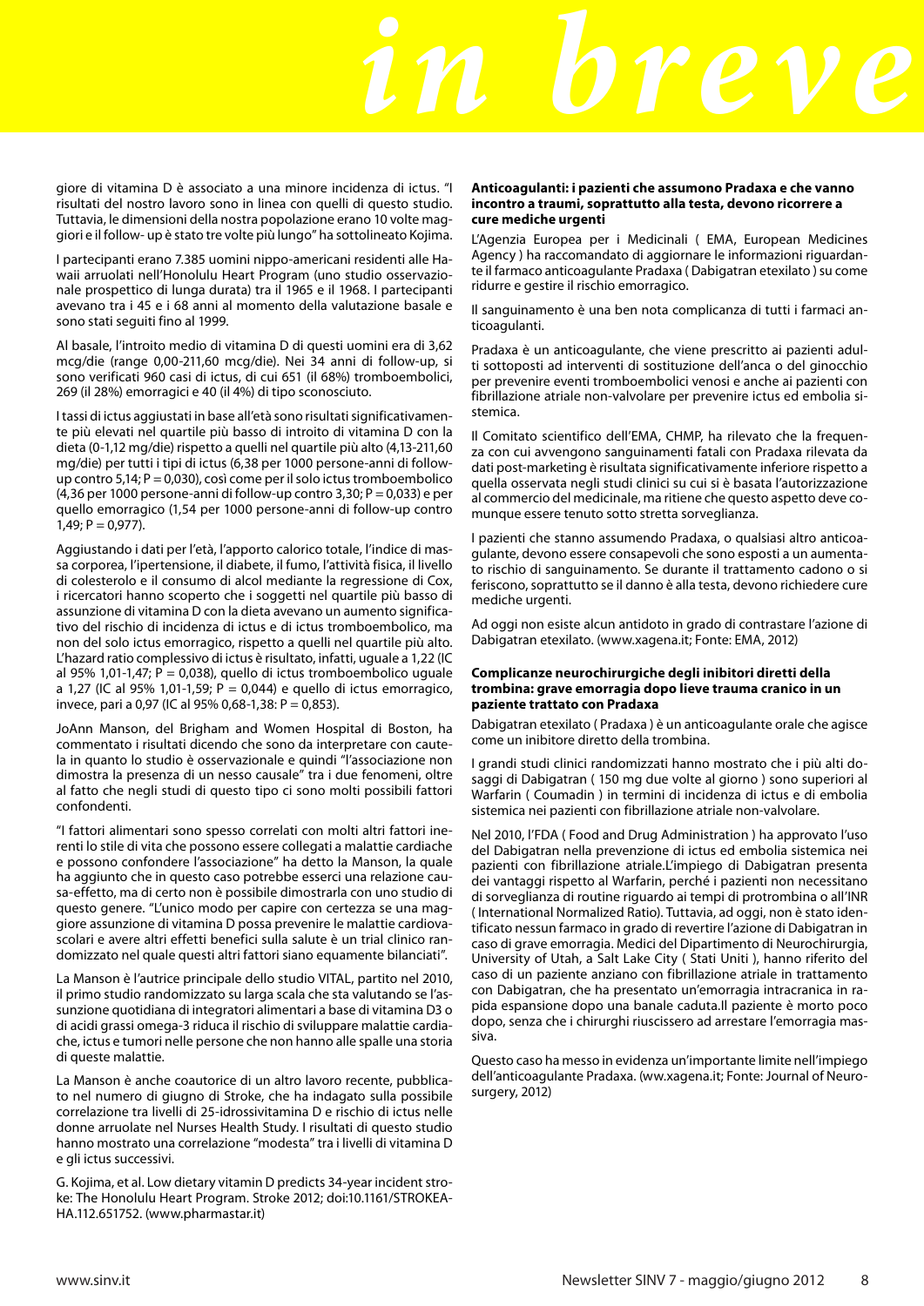giore di vitamina D è associato a una minore incidenza di ictus. "I risultati del nostro lavoro sono in linea con quelli di questo studio. Tuttavia, le dimensioni della nostra popolazione erano 10 volte maggiori e il follow- up è stato tre volte più lungo" ha sottolineato Kojima.

I partecipanti erano 7.385 uomini nippo-americani residenti alle Hawaii arruolati nell'Honolulu Heart Program (uno studio osservazionale prospettico di lunga durata) tra il 1965 e il 1968. I partecipanti avevano tra i 45 e i 68 anni al momento della valutazione basale e sono stati seguiti fino al 1999.

Al basale, l'introito medio di vitamina D di questi uomini era di 3,62 mcg/die (range 0,00-211,60 mcg/die). Nei 34 anni di follow-up, si sono verificati 960 casi di ictus, di cui 651 (il 68%) tromboembolici, 269 (il 28%) emorragici e 40 (il 4%) di tipo sconosciuto.

I tassi di ictus aggiustati in base all'età sono risultati significativamente più elevati nel quartile più basso di introito di vitamina D con la dieta (0-1,12 mg/die) rispetto a quelli nel quartile più alto (4,13-211,60 mg/die) per tutti i tipi di ictus (6,38 per 1000 persone-anni di follow-up contro 5,14; P = 0,030), così come per il solo ictus tromboembolico (4,36 per 1000 persone-anni di follow-up contro 3,30; P = 0,033) e per quello emorragico (1,54 per 1000 persone-anni di follow-up contro 1,49; P = 0,977).

Aggiustando i dati per l'età, l'apporto calorico totale, l'indice di massa corporea, l'ipertensione, il diabete, il fumo, l'attività fisica, il livello di colesterolo e il consumo di alcol mediante la regressione di Cox, i ricercatori hanno scoperto che i soggetti nel quartile più basso di assunzione di vitamina D con la dieta avevano un aumento significativo del rischio di incidenza di ictus e di ictus tromboembolico, ma non del solo ictus emorragico, rispetto a quelli nel quartile più alto. L'hazard ratio complessivo di ictus è risultato, infatti, uguale a 1,22 (IC al 95% 1,01-1,47; P = 0,038), quello di ictus tromboembolico uguale a 1,27 (IC al 95% 1,01-1,59; P = 0,044) e quello di ictus emorragico, invece, pari a 0,97 (IC al 95% 0,68-1,38: P = 0,853).

JoAnn Manson, del Brigham and Women Hospital di Boston, ha commentato i risultati dicendo che sono da interpretare con cautela in quanto lo studio è osservazionale e quindi "l'associazione non dimostra la presenza di un nesso causale" tra i due fenomeni, oltre al fatto che negli studi di questo tipo ci sono molti possibili fattori confondenti.

"I fattori alimentari sono spesso correlati con molti altri fattori inerenti lo stile di vita che possono essere collegati a malattie cardiache e possono confondere l'associazione" ha detto la Manson, la quale ha aggiunto che in questo caso potrebbe esserci una relazione causa-effetto, ma di certo non è possibile dimostrarla con uno studio di questo genere. "L'unico modo per capire con certezza se una maggiore assunzione di vitamina D possa prevenire le malattie cardiovascolari e avere altri effetti benefici sulla salute è un trial clinico randomizzato nel quale questi altri fattori siano equamente bilanciati".

La Manson è l'autrice principale dello studio VITAL, partito nel 2010, il primo studio randomizzato su larga scala che sta valutando se l'assunzione quotidiana di integratori alimentari a base di vitamina D3 o di acidi grassi omega-3 riduca il rischio di sviluppare malattie cardiache, ictus e tumori nelle persone che non hanno alle spalle una storia di queste malattie.

La Manson è anche coautorice di un altro lavoro recente, pubblicato nel numero di giugno di Stroke, che ha indagato sulla possibile correlazione tra livelli di 25-idrossivitamina D e rischio di ictus nelle donne arruolate nel Nurses Health Study. I risultati di questo studio hanno mostrato una correlazione "modesta" tra i livelli di vitamina D e gli ictus successivi.

G. Kojima, et al. Low dietary vitamin D predicts 34-year incident stroke: The Honolulu Heart Program. Stroke 2012; doi:10.1161/STROKEAHA.112.651752. (www.pharmastar.it)

**Anticoagulanti: i pazienti che assumono Pradaxa e che vanno incontro a traumi, soprattutto alla testa, devono ricorrere a cure mediche urgenti**

L'Agenzia Europea per i Medicinali ( EMA, European Medicines Agency ) ha raccomandato di aggiornare le informazioni riguardante il farmaco anticoagulante Pradaxa ( Dabigatran etexilato ) su come ridurre e gestire il rischio emorragico.

Il sanguinamento è una ben nota complicanza di tutti i farmaci anticoagulanti.

Pradaxa è un anticoagulante, che viene prescritto ai pazienti adulti sottoposti ad interventi di sostituzione dell'anca o del ginocchio per prevenire eventi tromboembolici venosi e anche ai pazienti con fibrillazione atriale non-valvolare per prevenire ictus ed embolia sistemica.

Il Comitato scientifico dell'EMA, CHMP, ha rilevato che la frequenza con cui avvengono sanguinamenti fatali con Pradaxa rilevata da dati post-marketing è risultata significativamente inferiore rispetto a quella osservata negli studi clinici su cui si è basata l'autorizzazione al commercio del medicinale, ma ritiene che questo aspetto deve comunque essere tenuto sotto stretta sorveglianza.

I pazienti che stanno assumendo Pradaxa, o qualsiasi altro anticoagulante, devono essere consapevoli che sono esposti a un aumentato rischio di sanguinamento. Se durante il trattamento cadono o si feriscono, soprattutto se il danno è alla testa, devono richiedere cure mediche urgenti.

Ad oggi non esiste alcun antidoto in grado di contrastare l'azione di Dabigatran etexilato. (www.xagena.it; Fonte: EMA, 2012)

**Complicanze neurochirurgiche degli inibitori diretti della trombina: grave emorragia dopo lieve trauma cranico in un paziente trattato con Pradaxa**

Dabigatran etexilato ( Pradaxa ) è un anticoagulante orale che agisce come un inibitore diretto della trombina.

I grandi studi clinici randomizzati hanno mostrato che i più alti dosaggi di Dabigatran ( 150 mg due volte al giorno ) sono superiori al Warfarin ( Coumadin ) in termini di incidenza di ictus e di embolia sistemica nei pazienti con fibrillazione atriale non-valvolare.

Nel 2010, l'FDA ( Food and Drug Administration ) ha approvato l'uso del Dabigatran nella prevenzione di ictus ed embolia sistemica nei pazienti con fibrillazione atriale.L'impiego di Dabigatran presenta dei vantaggi rispetto al Warfarin, perché i pazienti non necessitano di sorveglianza di routine riguardo ai tempi di protrombina o all'INR ( International Normalized Ratio). Tuttavia, ad oggi, non è stato identificato nessun farmaco in grado di revertire l'azione di Dabigatran in caso di grave emorragia. Medici del Dipartimento di Neurochirurgia, University of Utah, a Salt Lake City ( Stati Uniti ), hanno riferito del caso di un paziente anziano con fibrillazione atriale in trattamento con Dabigatran, che ha presentato un'emorragia intracranica in rapida espansione dopo una banale caduta.Il paziente è morto poco dopo, senza che i chirurghi riuscissero ad arrestare l'emorragia massiva.

Questo caso ha messo in evidenza un'importante limite nell'impiego dell'anticoagulante Pradaxa. (ww.xagena.it; Fonte: Journal of Neurosurgery, 2012)